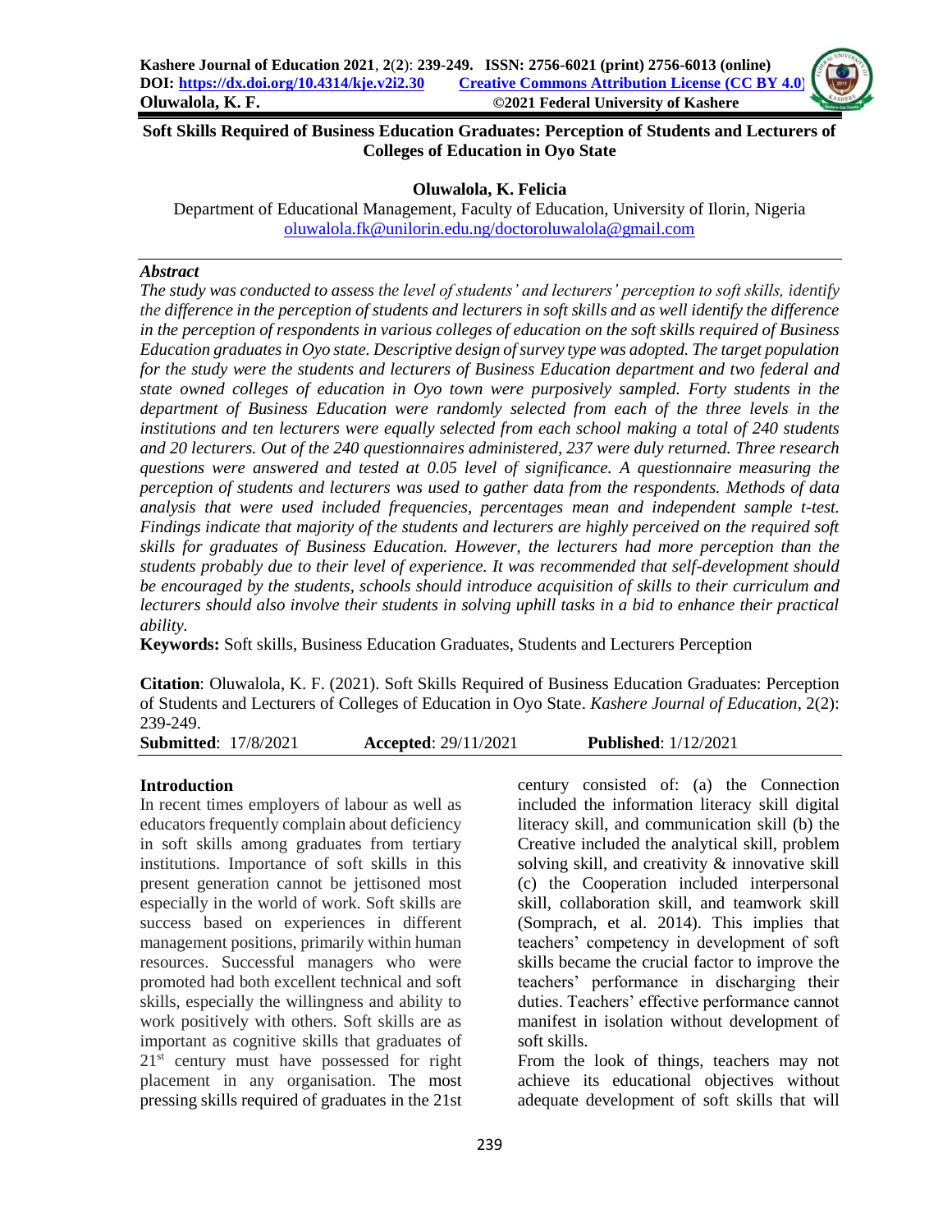# Soft Skills Required of Business Education Graduates: Perception of Students and Lecturers of Colleges of Education in Oyo State

**Oluwalola, K. Felicia**

Department of Educational Management, Faculty of Education, University of Ilorin, Nigeria
oluwalola.fk@unilorin.edu.ng/doctoroluwalola@gmail.com

## *Abstract*

*The study was conducted to assess the level of students' and lecturers' perception to soft skills, identify the difference in the perception of students and lecturers in soft skills and as well identify the difference in the perception of respondents in various colleges of education on the soft skills required of Business Education graduates in Oyo state. Descriptive design of survey type was adopted. The target population for the study were the students and lecturers of Business Education department and two federal and state owned colleges of education in Oyo town were purposively sampled. Forty students in the department of Business Education were randomly selected from each of the three levels in the institutions and ten lecturers were equally selected from each school making a total of 240 students and 20 lecturers. Out of the 240 questionnaires administered, 237 were duly returned. Three research questions were answered and tested at 0.05 level of significance. A questionnaire measuring the perception of students and lecturers was used to gather data from the respondents. Methods of data analysis that were used included frequencies, percentages mean and independent sample t-test. Findings indicate that majority of the students and lecturers are highly perceived on the required soft skills for graduates of Business Education. However, the lecturers had more perception than the students probably due to their level of experience. It was recommended that self-development should be encouraged by the students, schools should introduce acquisition of skills to their curriculum and lecturers should also involve their students in solving uphill tasks in a bid to enhance their practical ability.*

**Keywords:** Soft skills, Business Education Graduates, Students and Lecturers Perception

**Citation**: Oluwalola, K. F. (2021). Soft Skills Required of Business Education Graduates: Perception of Students and Lecturers of Colleges of Education in Oyo State. *Kashere Journal of Education*, 2(2): 239-249.

**Submitted**: 17/8/2021 **Accepted**: 29/11/2021 **Published**: 1/12/2021

## Introduction

In recent times employers of labour as well as educators frequently complain about deficiency in soft skills among graduates from tertiary institutions. Importance of soft skills in this present generation cannot be jettisoned most especially in the world of work. Soft skills are success based on experiences in different management positions, primarily within human resources. Successful managers who were promoted had both excellent technical and soft skills, especially the willingness and ability to work positively with others. Soft skills are as important as cognitive skills that graduates of 21st century must have possessed for right placement in any organisation. The most pressing skills required of graduates in the 21st century consisted of: (a) the Connection included the information literacy skill digital literacy skill, and communication skill (b) the Creative included the analytical skill, problem solving skill, and creativity & innovative skill (c) the Cooperation included interpersonal skill, collaboration skill, and teamwork skill (Somprach, et al. 2014). This implies that teachers' competency in development of soft skills became the crucial factor to improve the teachers' performance in discharging their duties. Teachers' effective performance cannot manifest in isolation without development of soft skills.

From the look of things, teachers may not achieve its educational objectives without adequate development of soft skills that will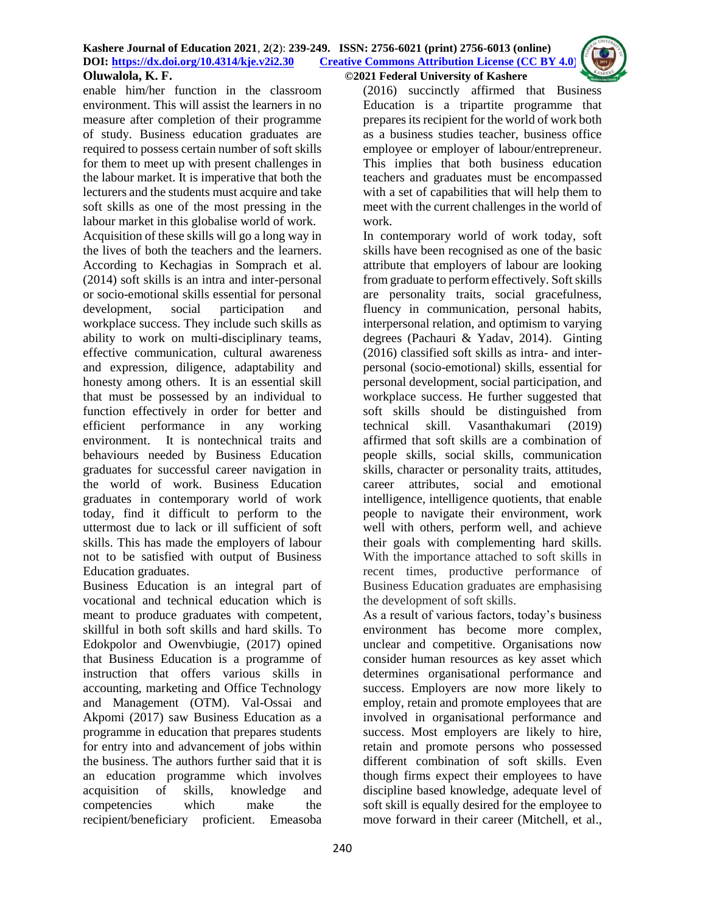enable him/her function in the classroom environment. This will assist the learners in no measure after completion of their programme of study. Business education graduates are required to possess certain number of soft skills for them to meet up with present challenges in the labour market. It is imperative that both the lecturers and the students must acquire and take soft skills as one of the most pressing in the labour market in this globalise world of work.

Acquisition of these skills will go a long way in the lives of both the teachers and the learners. According to Kechagias in Somprach et al. (2014) soft skills is an intra and inter-personal or socio-emotional skills essential for personal development, social participation and workplace success. They include such skills as ability to work on multi-disciplinary teams, effective communication, cultural awareness and expression, diligence, adaptability and honesty among others. It is an essential skill that must be possessed by an individual to function effectively in order for better and efficient performance in any working environment. It is nontechnical traits and behaviours needed by Business Education graduates for successful career navigation in the world of work. Business Education graduates in contemporary world of work today, find it difficult to perform to the uttermost due to lack or ill sufficient of soft skills. This has made the employers of labour not to be satisfied with output of Business Education graduates.

Business Education is an integral part of vocational and technical education which is meant to produce graduates with competent, skillful in both soft skills and hard skills. To Edokpolor and Owenvbiugie, (2017) opined that Business Education is a programme of instruction that offers various skills in accounting, marketing and Office Technology and Management (OTM). Val-Ossai and Akpomi (2017) saw Business Education as a programme in education that prepares students for entry into and advancement of jobs within the business. The authors further said that it is an education programme which involves acquisition of skills, knowledge and competencies which make the recipient/beneficiary proficient. Emeasoba (2016) succinctly affirmed that Business Education is a tripartite programme that prepares its recipient for the world of work both as a business studies teacher, business office employee or employer of labour/entrepreneur. This implies that both business education teachers and graduates must be encompassed with a set of capabilities that will help them to meet with the current challenges in the world of work.

In contemporary world of work today, soft skills have been recognised as one of the basic attribute that employers of labour are looking from graduate to perform effectively. Soft skills are personality traits, social gracefulness, fluency in communication, personal habits, interpersonal relation, and optimism to varying degrees (Pachauri & Yadav, 2014). Ginting (2016) classified soft skills as intra- and inter-personal (socio-emotional) skills, essential for personal development, social participation, and workplace success. He further suggested that soft skills should be distinguished from technical skill. Vasanthakumari (2019) affirmed that soft skills are a combination of people skills, social skills, communication skills, character or personality traits, attitudes, career attributes, social and emotional intelligence, intelligence quotients, that enable people to navigate their environment, work well with others, perform well, and achieve their goals with complementing hard skills. With the importance attached to soft skills in recent times, productive performance of Business Education graduates are emphasising the development of soft skills.

As a result of various factors, today's business environment has become more complex, unclear and competitive. Organisations now consider human resources as key asset which determines organisational performance and success. Employers are now more likely to employ, retain and promote employees that are involved in organisational performance and success. Most employers are likely to hire, retain and promote persons who possessed different combination of soft skills. Even though firms expect their employees to have discipline based knowledge, adequate level of soft skill is equally desired for the employee to move forward in their career (Mitchell, et al.,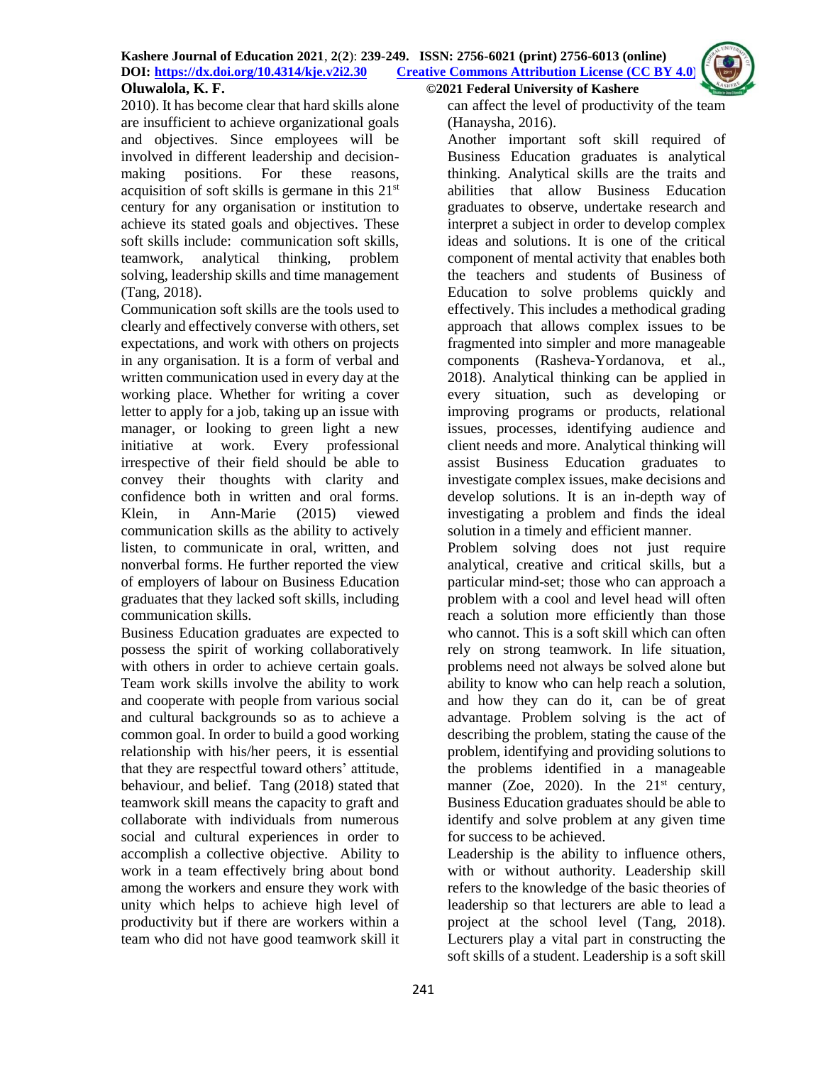2010). It has become clear that hard skills alone are insufficient to achieve organizational goals and objectives. Since employees will be involved in different leadership and decision-making positions. For these reasons, acquisition of soft skills is germane in this 21st century for any organisation or institution to achieve its stated goals and objectives. These soft skills include: communication soft skills, teamwork, analytical thinking, problem solving, leadership skills and time management (Tang, 2018).

Communication soft skills are the tools used to clearly and effectively converse with others, set expectations, and work with others on projects in any organisation. It is a form of verbal and written communication used in every day at the working place. Whether for writing a cover letter to apply for a job, taking up an issue with manager, or looking to green light a new initiative at work. Every professional irrespective of their field should be able to convey their thoughts with clarity and confidence both in written and oral forms. Klein, in Ann-Marie (2015) viewed communication skills as the ability to actively listen, to communicate in oral, written, and nonverbal forms. He further reported the view of employers of labour on Business Education graduates that they lacked soft skills, including communication skills.

Business Education graduates are expected to possess the spirit of working collaboratively with others in order to achieve certain goals. Team work skills involve the ability to work and cooperate with people from various social and cultural backgrounds so as to achieve a common goal. In order to build a good working relationship with his/her peers, it is essential that they are respectful toward others' attitude, behaviour, and belief. Tang (2018) stated that teamwork skill means the capacity to graft and collaborate with individuals from numerous social and cultural experiences in order to accomplish a collective objective. Ability to work in a team effectively bring about bond among the workers and ensure they work with unity which helps to achieve high level of productivity but if there are workers within a team who did not have good teamwork skill it can affect the level of productivity of the team (Hanaysha, 2016).

Another important soft skill required of Business Education graduates is analytical thinking. Analytical skills are the traits and abilities that allow Business Education graduates to observe, undertake research and interpret a subject in order to develop complex ideas and solutions. It is one of the critical component of mental activity that enables both the teachers and students of Business of Education to solve problems quickly and effectively. This includes a methodical grading approach that allows complex issues to be fragmented into simpler and more manageable components (Rasheva-Yordanova, et al., 2018). Analytical thinking can be applied in every situation, such as developing or improving programs or products, relational issues, processes, identifying audience and client needs and more. Analytical thinking will assist Business Education graduates to investigate complex issues, make decisions and develop solutions. It is an in-depth way of investigating a problem and finds the ideal solution in a timely and efficient manner.

Problem solving does not just require analytical, creative and critical skills, but a particular mind-set; those who can approach a problem with a cool and level head will often reach a solution more efficiently than those who cannot. This is a soft skill which can often rely on strong teamwork. In life situation, problems need not always be solved alone but ability to know who can help reach a solution, and how they can do it, can be of great advantage. Problem solving is the act of describing the problem, stating the cause of the problem, identifying and providing solutions to the problems identified in a manageable manner (Zoe, 2020). In the 21st century, Business Education graduates should be able to identify and solve problem at any given time for success to be achieved.

Leadership is the ability to influence others, with or without authority. Leadership skill refers to the knowledge of the basic theories of leadership so that lecturers are able to lead a project at the school level (Tang, 2018). Lecturers play a vital part in constructing the soft skills of a student. Leadership is a soft skill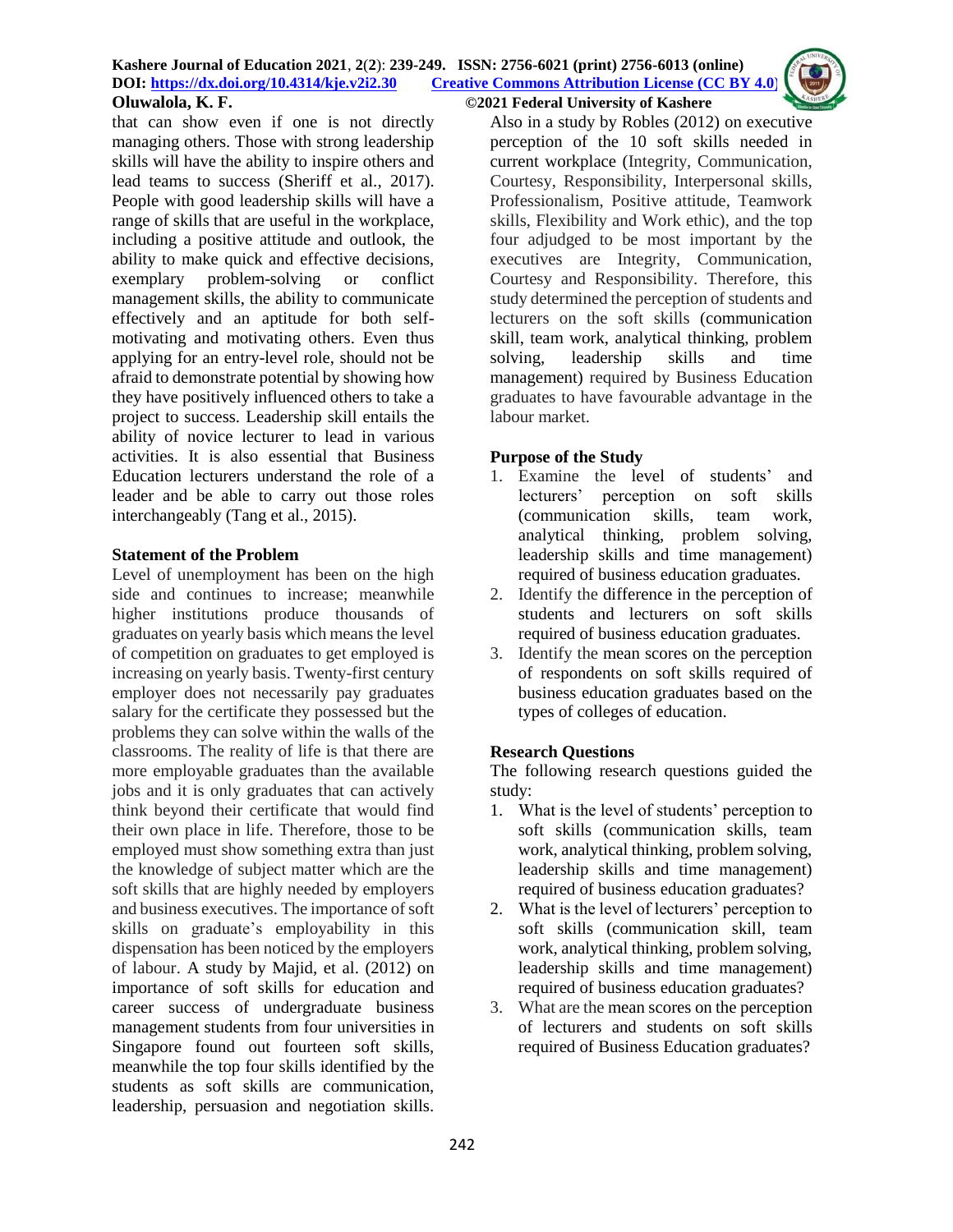that can show even if one is not directly managing others. Those with strong leadership skills will have the ability to inspire others and lead teams to success (Sheriff et al., 2017). People with good leadership skills will have a range of skills that are useful in the workplace, including a positive attitude and outlook, the ability to make quick and effective decisions, exemplary problem-solving or conflict management skills, the ability to communicate effectively and an aptitude for both self-motivating and motivating others. Even thus applying for an entry-level role, should not be afraid to demonstrate potential by showing how they have positively influenced others to take a project to success. Leadership skill entails the ability of novice lecturer to lead in various activities. It is also essential that Business Education lecturers understand the role of a leader and be able to carry out those roles interchangeably (Tang et al., 2015).

### Statement of the Problem

Level of unemployment has been on the high side and continues to increase; meanwhile higher institutions produce thousands of graduates on yearly basis which means the level of competition on graduates to get employed is increasing on yearly basis. Twenty-first century employer does not necessarily pay graduates salary for the certificate they possessed but the problems they can solve within the walls of the classrooms. The reality of life is that there are more employable graduates than the available jobs and it is only graduates that can actively think beyond their certificate that would find their own place in life. Therefore, those to be employed must show something extra than just the knowledge of subject matter which are the soft skills that are highly needed by employers and business executives. The importance of soft skills on graduate's employability in this dispensation has been noticed by the employers of labour. A study by Majid, et al. (2012) on importance of soft skills for education and career success of undergraduate business management students from four universities in Singapore found out fourteen soft skills, meanwhile the top four skills identified by the students as soft skills are communication, leadership, persuasion and negotiation skills. Also in a study by Robles (2012) on executive perception of the 10 soft skills needed in current workplace (Integrity, Communication, Courtesy, Responsibility, Interpersonal skills, Professionalism, Positive attitude, Teamwork skills, Flexibility and Work ethic), and the top four adjudged to be most important by the executives are Integrity, Communication, Courtesy and Responsibility. Therefore, this study determined the perception of students and lecturers on the soft skills (communication skill, team work, analytical thinking, problem solving, leadership skills and time management) required by Business Education graduates to have favourable advantage in the labour market.

### Purpose of the Study

1. Examine the level of students' and lecturers' perception on soft skills (communication skills, team work, analytical thinking, problem solving, leadership skills and time management) required of business education graduates.
2. Identify the difference in the perception of students and lecturers on soft skills required of business education graduates.
3. Identify the mean scores on the perception of respondents on soft skills required of business education graduates based on the types of colleges of education.

### Research Questions

The following research questions guided the study:

1. What is the level of students' perception to soft skills (communication skills, team work, analytical thinking, problem solving, leadership skills and time management) required of business education graduates?
2. What is the level of lecturers' perception to soft skills (communication skill, team work, analytical thinking, problem solving, leadership skills and time management) required of business education graduates?
3. What are the mean scores on the perception of lecturers and students on soft skills required of Business Education graduates?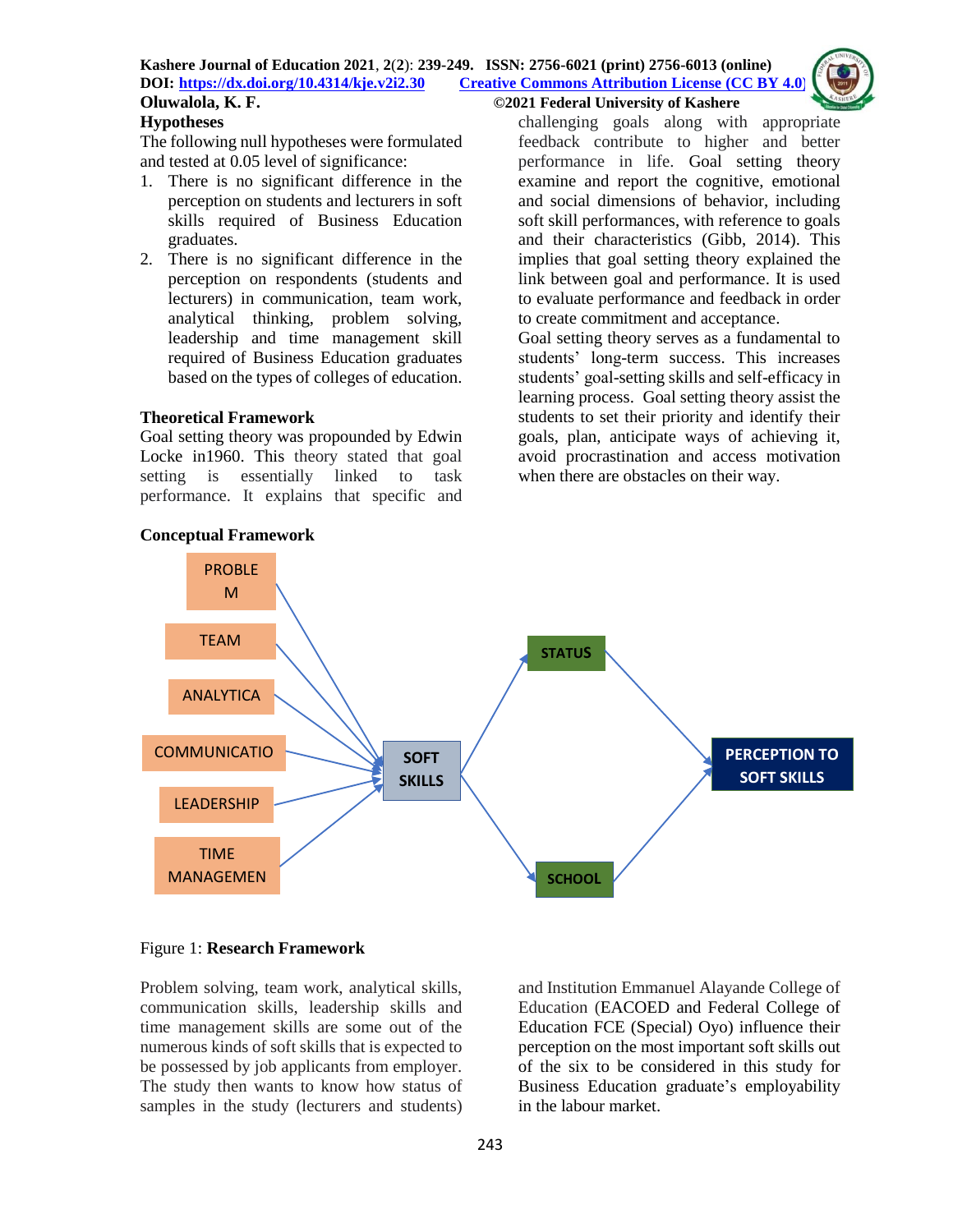### Hypotheses

The following null hypotheses were formulated and tested at 0.05 level of significance:

1. There is no significant difference in the perception on students and lecturers in soft skills required of Business Education graduates.
2. There is no significant difference in the perception on respondents (students and lecturers) in communication, team work, analytical thinking, problem solving, leadership and time management skill required of Business Education graduates based on the types of colleges of education.

### Theoretical Framework

Goal setting theory was propounded by Edwin Locke in1960. This theory stated that goal setting is essentially linked to task performance. It explains that specific and challenging goals along with appropriate feedback contribute to higher and better performance in life. Goal setting theory examine and report the cognitive, emotional and social dimensions of behavior, including soft skill performances, with reference to goals and their characteristics (Gibb, 2014). This implies that goal setting theory explained the link between goal and performance. It is used to evaluate performance and feedback in order to create commitment and acceptance.

Goal setting theory serves as a fundamental to students' long-term success. This increases students' goal-setting skills and self-efficacy in learning process. Goal setting theory assist the students to set their priority and identify their goals, plan, anticipate ways of achieving it, avoid procrastination and access motivation when there are obstacles on their way.

### Conceptual Framework

PROBLEM, TEAM, ANALYTICA, COMMUNICATIO, LEADERSHIP, TIME MANAGEMEN → SOFT SKILLS → STATUS, SCHOOL → PERCEPTION TO SOFT SKILLS

Figure 1: **Research Framework**

Problem solving, team work, analytical skills, communication skills, leadership skills and time management skills are some out of the numerous kinds of soft skills that is expected to be possessed by job applicants from employer. The study then wants to know how status of samples in the study (lecturers and students) and Institution Emmanuel Alayande College of Education (EACOED and Federal College of Education FCE (Special) Oyo) influence their perception on the most important soft skills out of the six to be considered in this study for Business Education graduate's employability in the labour market.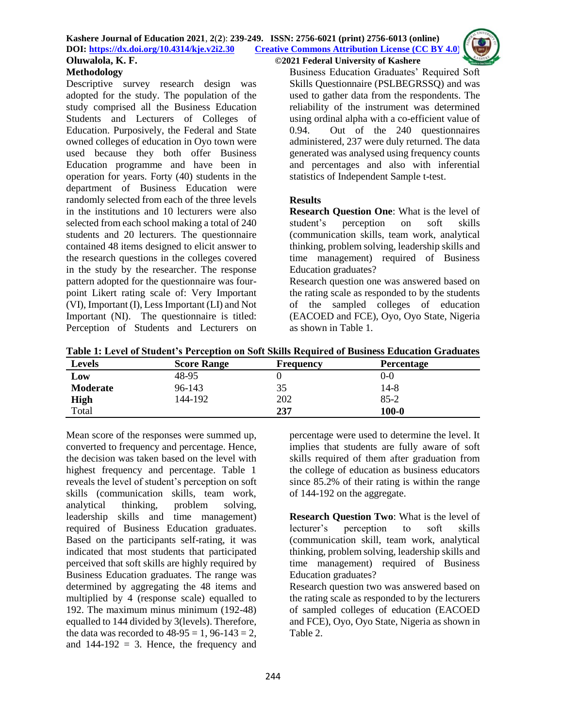## Methodology

Descriptive survey research design was adopted for the study. The population of the study comprised all the Business Education Students and Lecturers of Colleges of Education. Purposively, the Federal and State owned colleges of education in Oyo town were used because they both offer Business Education programme and have been in operation for years. Forty (40) students in the department of Business Education were randomly selected from each of the three levels in the institutions and 10 lecturers were also selected from each school making a total of 240 students and 20 lecturers. The questionnaire contained 48 items designed to elicit answer to the research questions in the colleges covered in the study by the researcher. The response pattern adopted for the questionnaire was four-point Likert rating scale of: Very Important (VI), Important (I), Less Important (LI) and Not Important (NI). The questionnaire is titled: Perception of Students and Lecturers on Business Education Graduates' Required Soft Skills Questionnaire (PSLBEGRSSQ) and was used to gather data from the respondents. The reliability of the instrument was determined using ordinal alpha with a co-efficient value of 0.94. Out of the 240 questionnaires administered, 237 were duly returned. The data generated was analysed using frequency counts and percentages and also with inferential statistics of Independent Sample t-test.

## Results

**Research Question One**: What is the level of student's perception on soft skills (communication skills, team work, analytical thinking, problem solving, leadership skills and time management) required of Business Education graduates?

Research question one was answered based on the rating scale as responded to by the students of the sampled colleges of education (EACOED and FCE), Oyo, Oyo State, Nigeria as shown in Table 1.

**Table 1: Level of Student's Perception on Soft Skills Required of Business Education Graduates**

| Levels | Score Range | Frequency | Percentage |
|---|---|---|---|
| **Low** | 48-95 | 0 | 0-0 |
| **Moderate** | 96-143 | 35 | 14-8 |
| **High** | 144-192 | 202 | 85-2 |
| Total | | **237** | **100-0** |

Mean score of the responses were summed up, converted to frequency and percentage. Hence, the decision was taken based on the level with highest frequency and percentage. Table 1 reveals the level of student's perception on soft skills (communication skills, team work, analytical thinking, problem solving, leadership skills and time management) required of Business Education graduates. Based on the participants self-rating, it was indicated that most students that participated perceived that soft skills are highly required by Business Education graduates. The range was determined by aggregating the 48 items and multiplied by 4 (response scale) equalled to 192. The maximum minus minimum (192-48) equalled to 144 divided by 3(levels). Therefore, the data was recorded to 48-95 = 1, 96-143 = 2, and 144-192 = 3. Hence, the frequency and percentage were used to determine the level. It implies that students are fully aware of soft skills required of them after graduation from the college of education as business educators since 85.2% of their rating is within the range of 144-192 on the aggregate.

**Research Question Two**: What is the level of lecturer's perception to soft skills (communication skill, team work, analytical thinking, problem solving, leadership skills and time management) required of Business Education graduates?

Research question two was answered based on the rating scale as responded to by the lecturers of sampled colleges of education (EACOED and FCE), Oyo, Oyo State, Nigeria as shown in Table 2.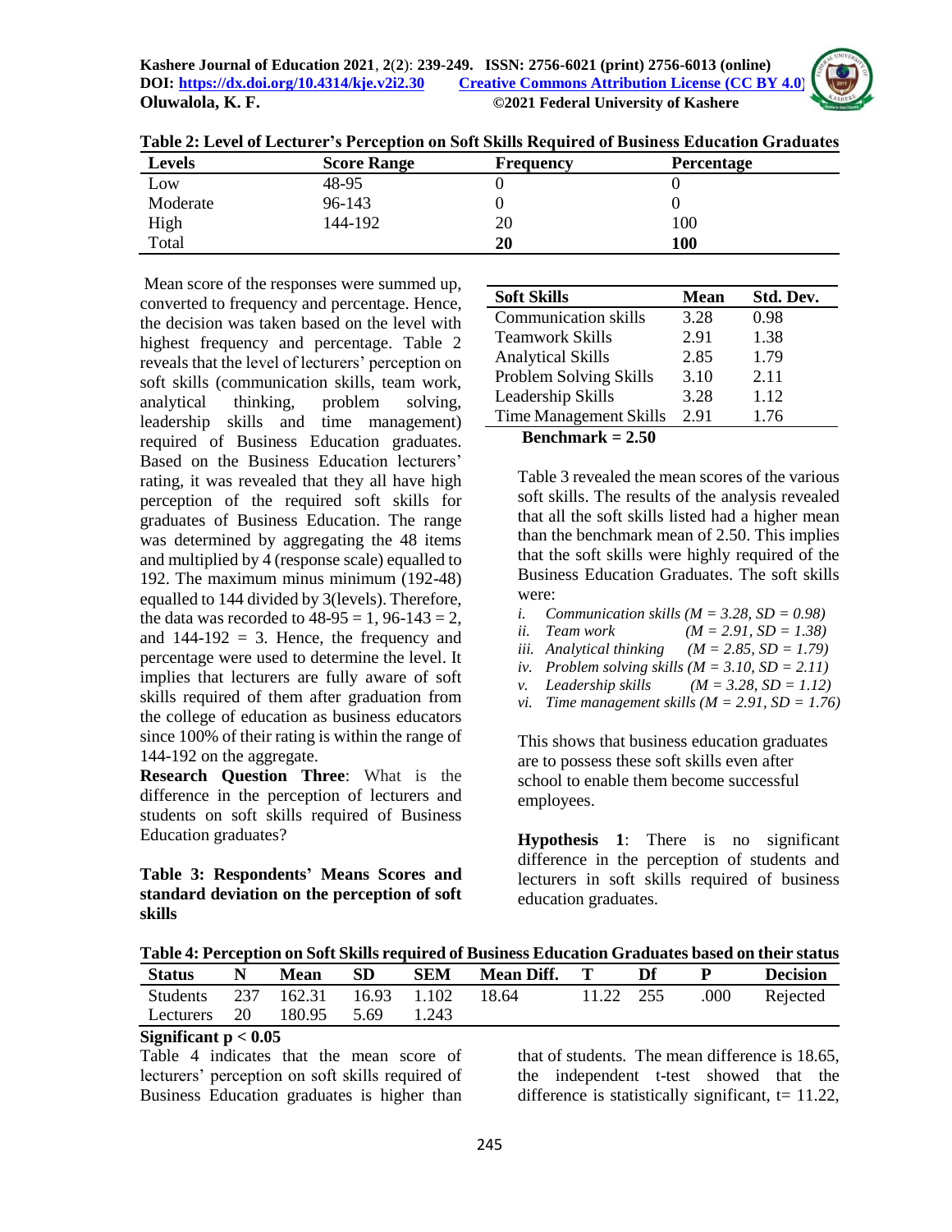**Table 2: Level of Lecturer's Perception on Soft Skills Required of Business Education Graduates**

| Levels | Score Range | Frequency | Percentage |
|---|---|---|---|
| Low | 48-95 | 0 | 0 |
| Moderate | 96-143 | 0 | 0 |
| High | 144-192 | 20 | 100 |
| Total | | **20** | **100** |

Mean score of the responses were summed up, converted to frequency and percentage. Hence, the decision was taken based on the level with highest frequency and percentage. Table 2 reveals that the level of lecturers' perception on soft skills (communication skills, team work, analytical thinking, problem solving, leadership skills and time management) required of Business Education graduates. Based on the Business Education lecturers' rating, it was revealed that they all have high perception of the required soft skills for graduates of Business Education. The range was determined by aggregating the 48 items and multiplied by 4 (response scale) equalled to 192. The maximum minus minimum (192-48) equalled to 144 divided by 3(levels). Therefore, the data was recorded to 48-95 = 1, 96-143 = 2, and 144-192 = 3. Hence, the frequency and percentage were used to determine the level. It implies that lecturers are fully aware of soft skills required of them after graduation from the college of education as business educators since 100% of their rating is within the range of 144-192 on the aggregate.

**Research Question Three**: What is the difference in the perception of lecturers and students on soft skills required of Business Education graduates?

**Table 3: Respondents' Means Scores and standard deviation on the perception of soft skills**

| Soft Skills | Mean | Std. Dev. |
|---|---|---|
| Communication skills | 3.28 | 0.98 |
| Teamwork Skills | 2.91 | 1.38 |
| Analytical Skills | 2.85 | 1.79 |
| Problem Solving Skills | 3.10 | 2.11 |
| Leadership Skills | 3.28 | 1.12 |
| Time Management Skills | 2.91 | 1.76 |

**Benchmark = 2.50**

Table 3 revealed the mean scores of the various soft skills. The results of the analysis revealed that all the soft skills listed had a higher mean than the benchmark mean of 2.50. This implies that the soft skills were highly required of the Business Education Graduates. The soft skills were:

i. *Communication skills ($M = 3.28$, $SD = 0.98$)*
ii. *Team work ($M = 2.91$, $SD = 1.38$)*
iii. *Analytical thinking ($M = 2.85$, $SD = 1.79$)*
iv. *Problem solving skills ($M = 3.10$, $SD = 2.11$)*
v. *Leadership skills ($M = 3.28$, $SD = 1.12$)*
vi. *Time management skills ($M = 2.91$, $SD = 1.76$)*

This shows that business education graduates are to possess these soft skills even after school to enable them become successful employees.

**Hypothesis 1**: There is no significant difference in the perception of students and lecturers in soft skills required of business education graduates.

**Table 4: Perception on Soft Skills required of Business Education Graduates based on their status**

| Status | N | Mean | SD | SEM | Mean Diff. | T | Df | P | Decision |
|---|---|---|---|---|---|---|---|---|---|
| Students | 237 | 162.31 | 16.93 | 1.102 | 18.64 | 11.22 | 255 | .000 | Rejected |
| Lecturers | 20 | 180.95 | 5.69 | 1.243 | | | | | |

**Significant $p < 0.05$**

Table 4 indicates that the mean score of lecturers' perception on soft skills required of Business Education graduates is higher than that of students. The mean difference is 18.65, the independent t-test showed that the difference is statistically significant, t= 11.22,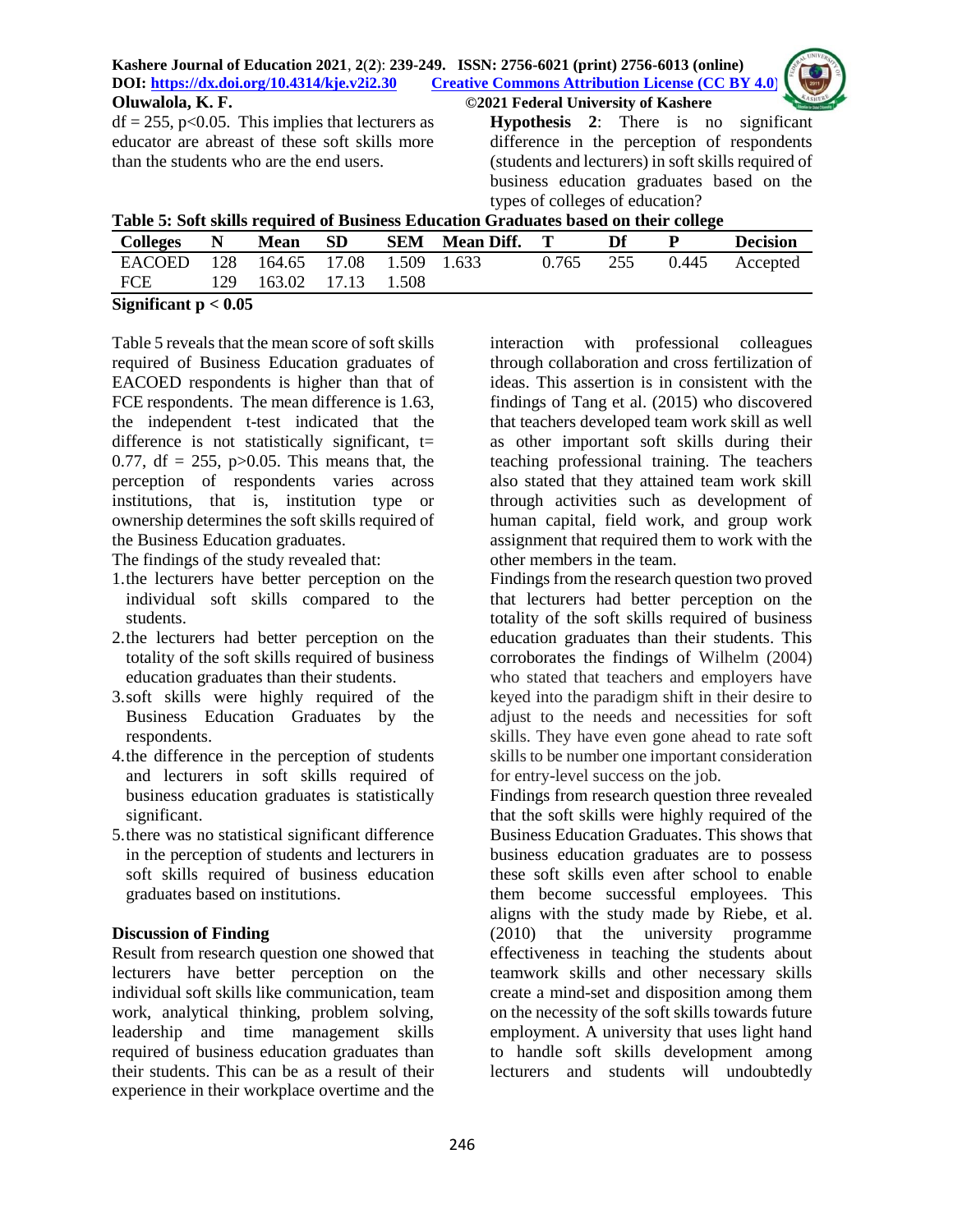df = 255, p<0.05. This implies that lecturers as educator are abreast of these soft skills more than the students who are the end users.

**Hypothesis 2**: There is no significant difference in the perception of respondents (students and lecturers) in soft skills required of business education graduates based on the types of colleges of education?

**Table 5: Soft skills required of Business Education Graduates based on their college**

| Colleges | N | Mean | SD | SEM | Mean Diff. | T | Df | P | Decision |
|---|---|---|---|---|---|---|---|---|---|
| EACOED | 128 | 164.65 | 17.08 | 1.509 | 1.633 | 0.765 | 255 | 0.445 | Accepted |
| FCE | 129 | 163.02 | 17.13 | 1.508 | | | | | |

**Significant p < 0.05**

Table 5 reveals that the mean score of soft skills required of Business Education graduates of EACOED respondents is higher than that of FCE respondents. The mean difference is 1.63, the independent t-test indicated that the difference is not statistically significant, t= 0.77, df = 255, p>0.05. This means that, the perception of respondents varies across institutions, that is, institution type or ownership determines the soft skills required of the Business Education graduates.

The findings of the study revealed that:

1. the lecturers have better perception on the individual soft skills compared to the students.
2. the lecturers had better perception on the totality of the soft skills required of business education graduates than their students.
3. soft skills were highly required of the Business Education Graduates by the respondents.
4. the difference in the perception of students and lecturers in soft skills required of business education graduates is statistically significant.
5. there was no statistical significant difference in the perception of students and lecturers in soft skills required of business education graduates based on institutions.

**Discussion of Finding**

Result from research question one showed that lecturers have better perception on the individual soft skills like communication, team work, analytical thinking, problem solving, leadership and time management skills required of business education graduates than their students. This can be as a result of their experience in their workplace overtime and the interaction with professional colleagues through collaboration and cross fertilization of ideas. This assertion is in consistent with the findings of Tang et al. (2015) who discovered that teachers developed team work skill as well as other important soft skills during their teaching professional training. The teachers also stated that they attained team work skill through activities such as development of human capital, field work, and group work assignment that required them to work with the other members in the team.

Findings from the research question two proved that lecturers had better perception on the totality of the soft skills required of business education graduates than their students. This corroborates the findings of Wilhelm (2004) who stated that teachers and employers have keyed into the paradigm shift in their desire to adjust to the needs and necessities for soft skills. They have even gone ahead to rate soft skills to be number one important consideration for entry-level success on the job.

Findings from research question three revealed that the soft skills were highly required of the Business Education Graduates. This shows that business education graduates are to possess these soft skills even after school to enable them become successful employees. This aligns with the study made by Riebe, et al. (2010) that the university programme effectiveness in teaching the students about teamwork skills and other necessary skills create a mind-set and disposition among them on the necessity of the soft skills towards future employment. A university that uses light hand to handle soft skills development among lecturers and students will undoubtedly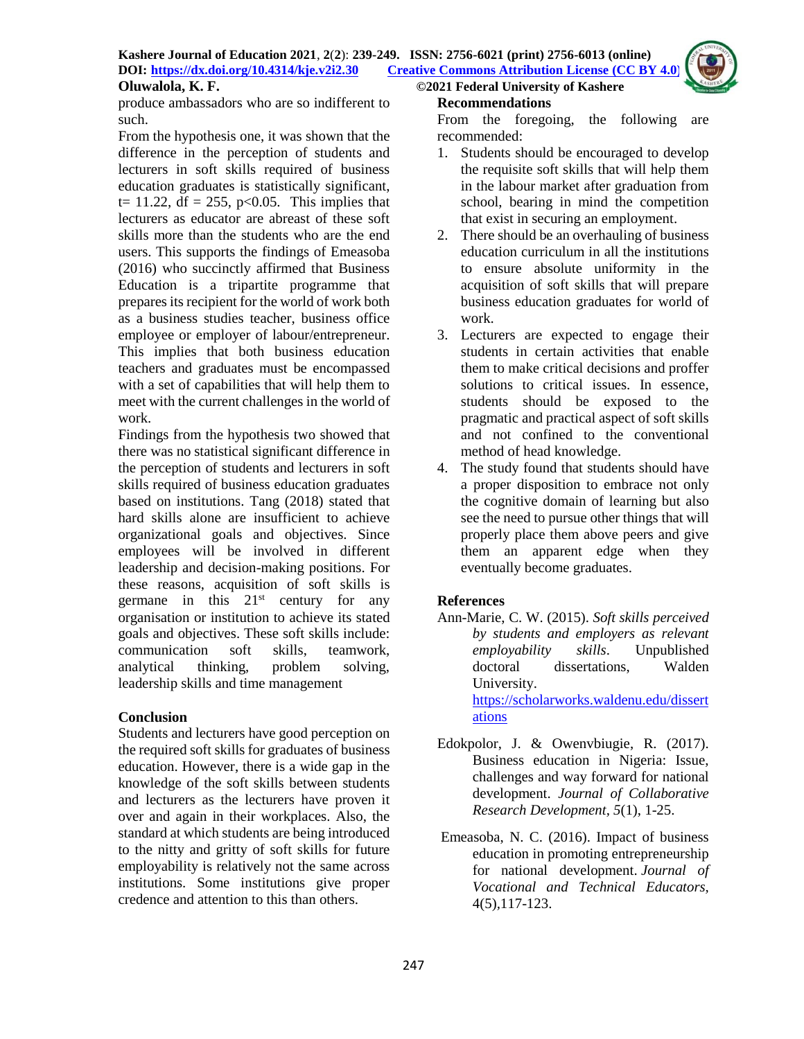produce ambassadors who are so indifferent to such.

From the hypothesis one, it was shown that the difference in the perception of students and lecturers in soft skills required of business education graduates is statistically significant, $t= 11.22$, $df = 255$, $p<0.05$. This implies that lecturers as educator are abreast of these soft skills more than the students who are the end users. This supports the findings of Emeasoba (2016) who succinctly affirmed that Business Education is a tripartite programme that prepares its recipient for the world of work both as a business studies teacher, business office employee or employer of labour/entrepreneur. This implies that both business education teachers and graduates must be encompassed with a set of capabilities that will help them to meet with the current challenges in the world of work.

Findings from the hypothesis two showed that there was no statistical significant difference in the perception of students and lecturers in soft skills required of business education graduates based on institutions. Tang (2018) stated that hard skills alone are insufficient to achieve organizational goals and objectives. Since employees will be involved in different leadership and decision-making positions. For these reasons, acquisition of soft skills is germane in this 21st century for any organisation or institution to achieve its stated goals and objectives. These soft skills include: communication soft skills, teamwork, analytical thinking, problem solving, leadership skills and time management

## Conclusion

Students and lecturers have good perception on the required soft skills for graduates of business education. However, there is a wide gap in the knowledge of the soft skills between students and lecturers as the lecturers have proven it over and again in their workplaces. Also, the standard at which students are being introduced to the nitty and gritty of soft skills for future employability is relatively not the same across institutions. Some institutions give proper credence and attention to this than others.

## Recommendations

From the foregoing, the following are recommended:

1. Students should be encouraged to develop the requisite soft skills that will help them in the labour market after graduation from school, bearing in mind the competition that exist in securing an employment.
2. There should be an overhauling of business education curriculum in all the institutions to ensure absolute uniformity in the acquisition of soft skills that will prepare business education graduates for world of work.
3. Lecturers are expected to engage their students in certain activities that enable them to make critical decisions and proffer solutions to critical issues. In essence, students should be exposed to the pragmatic and practical aspect of soft skills and not confined to the conventional method of head knowledge.
4. The study found that students should have a proper disposition to embrace not only the cognitive domain of learning but also see the need to pursue other things that will properly place them above peers and give them an apparent edge when they eventually become graduates.

## References

Ann-Marie, C. W. (2015). *Soft skills perceived by students and employers as relevant employability skills*. Unpublished doctoral dissertations, Walden University. https://scholarworks.waldenu.edu/dissertations

Edokpolor, J. & Owenvbiugie, R. (2017). Business education in Nigeria: Issue, challenges and way forward for national development. *Journal of Collaborative Research Development, 5*(1), 1-25.

Emeasoba, N. C. (2016). Impact of business education in promoting entrepreneurship for national development. *Journal of Vocational and Technical Educators*, 4(5),117-123.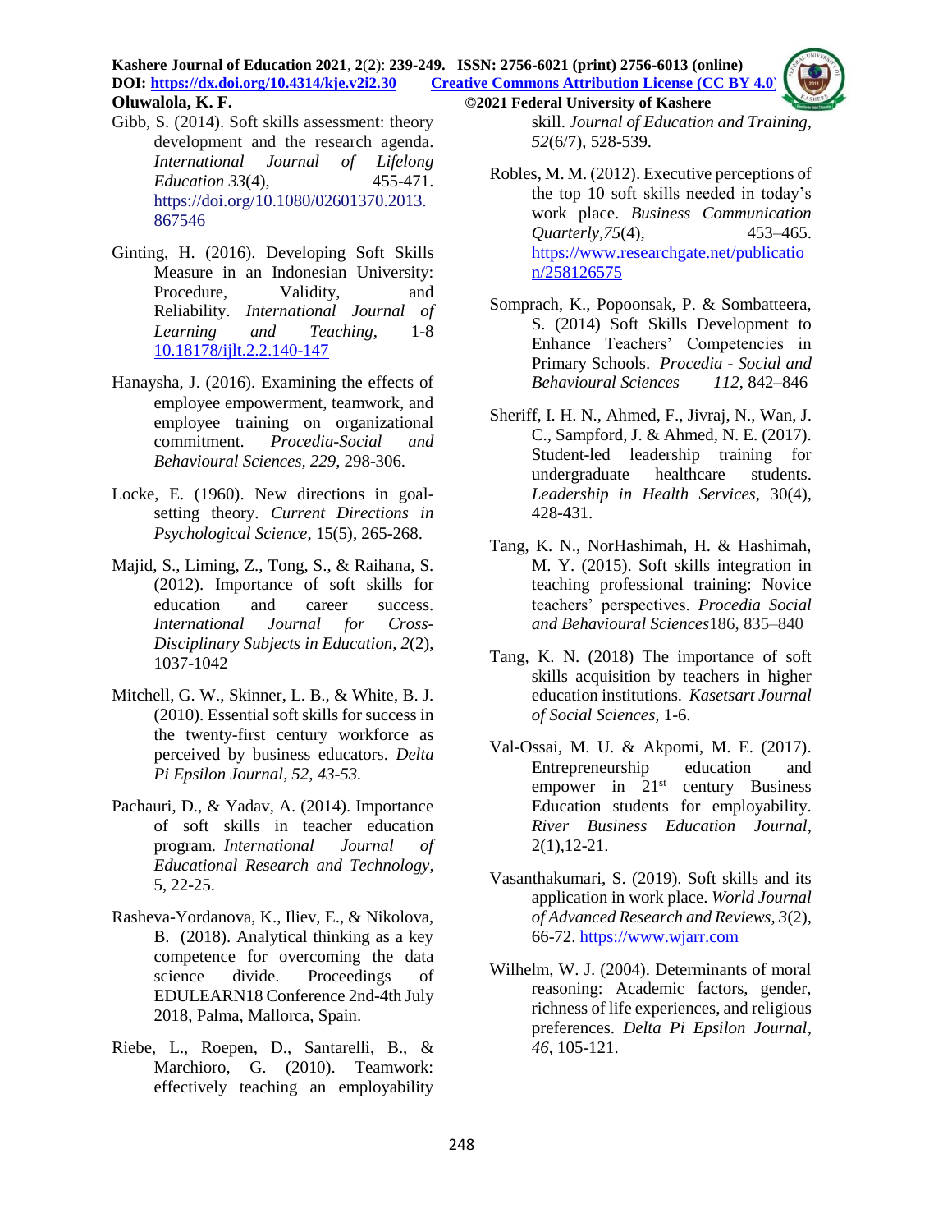Gibb, S. (2014). Soft skills assessment: theory development and the research agenda. *International Journal of Lifelong Education 33*(4), 455-471. https://doi.org/10.1080/02601370.2013.867546

Ginting, H. (2016). Developing Soft Skills Measure in an Indonesian University: Procedure, Validity, and Reliability. *International Journal of Learning and Teaching*, 1-8 10.18178/ijlt.2.2.140-147

Hanaysha, J. (2016). Examining the effects of employee empowerment, teamwork, and employee training on organizational commitment. *Procedia-Social and Behavioural Sciences, 229*, 298-306.

Locke, E. (1960). New directions in goal-setting theory. *Current Directions in Psychological Science*, 15(5), 265-268.

Majid, S., Liming, Z., Tong, S., & Raihana, S. (2012). Importance of soft skills for education and career success. *International Journal for Cross-Disciplinary Subjects in Education, 2*(2), 1037-1042

Mitchell, G. W., Skinner, L. B., & White, B. J. (2010). Essential soft skills for success in the twenty-first century workforce as perceived by business educators. *Delta Pi Epsilon Journal, 52, 43-53.*

Pachauri, D., & Yadav, A. (2014). Importance of soft skills in teacher education program. *International Journal of Educational Research and Technology*, 5, 22-25.

Rasheva-Yordanova, K., Iliev, E., & Nikolova, B. (2018). Analytical thinking as a key competence for overcoming the data science divide. Proceedings of EDULEARN18 Conference 2nd-4th July 2018, Palma, Mallorca, Spain.

Riebe, L., Roepen, D., Santarelli, B., & Marchioro, G. (2010). Teamwork: effectively teaching an employability skill. *Journal of Education and Training*, *52*(6/7), 528-539.

Robles, M. M. (2012). Executive perceptions of the top 10 soft skills needed in today's work place. *Business Communication Quarterly*,*75*(4), 453–465. https://www.researchgate.net/publication/258126575

Somprach, K., Popoonsak, P. & Sombatteera, S. (2014) Soft Skills Development to Enhance Teachers' Competencies in Primary Schools. *Procedia - Social and Behavioural Sciences* 112, 842–846

Sheriff, I. H. N., Ahmed, F., Jivraj, N., Wan, J. C., Sampford, J. & Ahmed, N. E. (2017). Student-led leadership training for undergraduate healthcare students. *Leadership in Health Services*, 30(4), 428-431.

Tang, K. N., NorHashimah, H. & Hashimah, M. Y. (2015). Soft skills integration in teaching professional training: Novice teachers' perspectives. *Procedia Social and Behavioural Sciences*186, 835–840

Tang, K. N. (2018) The importance of soft skills acquisition by teachers in higher education institutions. *Kasetsart Journal of Social Sciences,* 1-6.

Val-Ossai, M. U. & Akpomi, M. E. (2017). Entrepreneurship education and empower in 21st century Business Education students for employability. *River Business Education Journal*, 2(1),12-21.

Vasanthakumari, S. (2019). Soft skills and its application in work place. *World Journal of Advanced Research and Reviews, 3*(2), 66-72. https://www.wjarr.com

Wilhelm, W. J. (2004). Determinants of moral reasoning: Academic factors, gender, richness of life experiences, and religious preferences. *Delta Pi Epsilon Journal*, *46*, 105-121.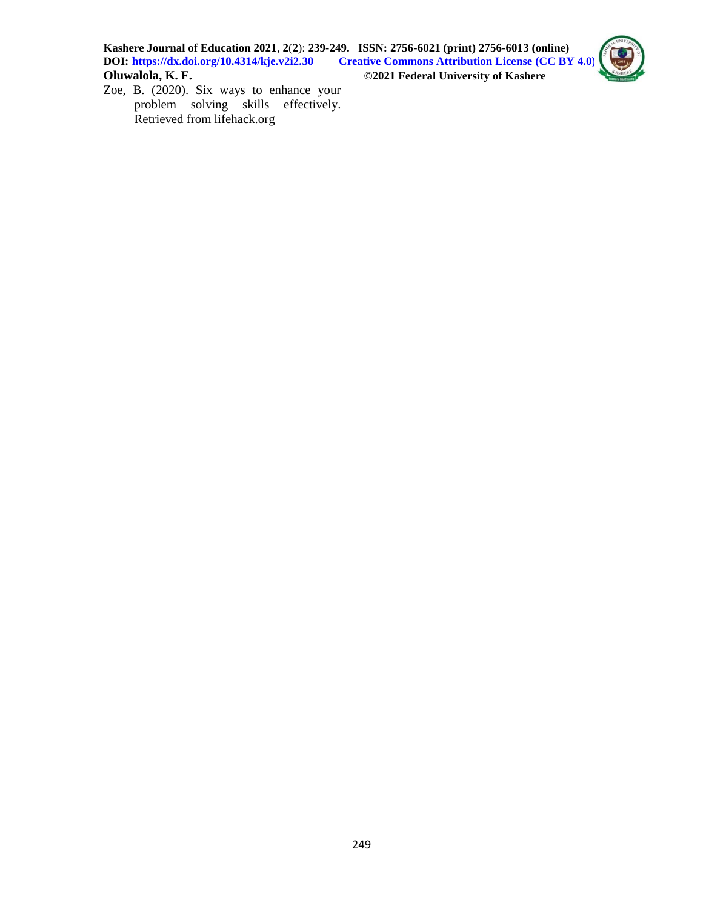Zoe, B. (2020). Six ways to enhance your problem solving skills effectively. Retrieved from lifehack.org